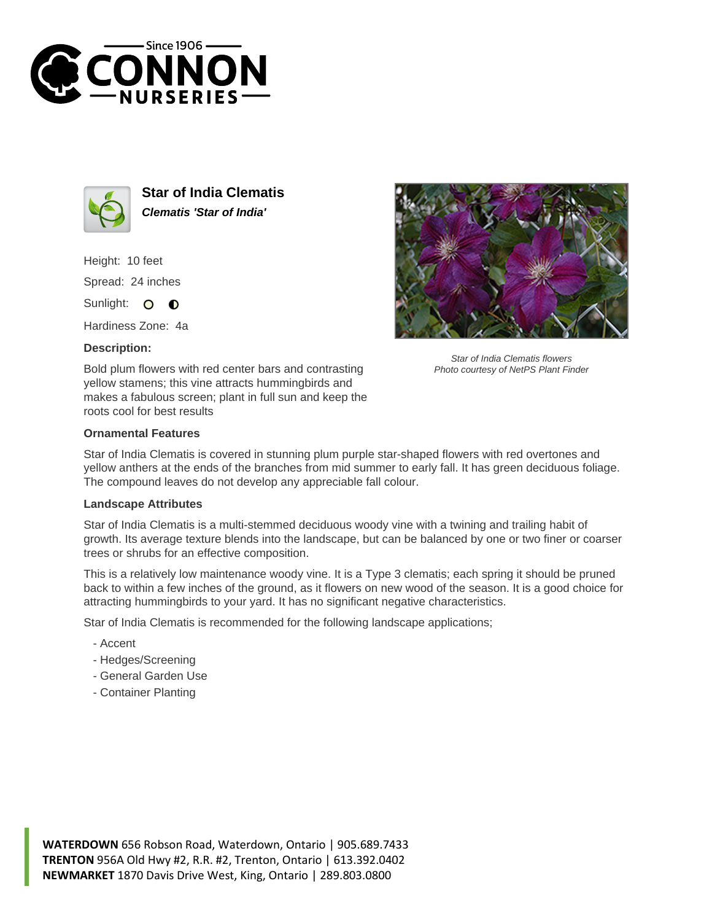# Star of India Clematis

***Clematis 'Star of India'***

Height: 10 feet

Spread: 24 inches

Sunlight:

Hardiness Zone: 4a

**Description:**

Bold plum flowers with red center bars and contrasting yellow stamens; this vine attracts hummingbirds and makes a fabulous screen; plant in full sun and keep the roots cool for best results

*Star of India Clematis flowers*
*Photo courtesy of NetPS Plant Finder*

### Ornamental Features

Star of India Clematis is covered in stunning plum purple star-shaped flowers with red overtones and yellow anthers at the ends of the branches from mid summer to early fall. It has green deciduous foliage. The compound leaves do not develop any appreciable fall colour.

### Landscape Attributes

Star of India Clematis is a multi-stemmed deciduous woody vine with a twining and trailing habit of growth. Its average texture blends into the landscape, but can be balanced by one or two finer or coarser trees or shrubs for an effective composition.

This is a relatively low maintenance woody vine. It is a Type 3 clematis; each spring it should be pruned back to within a few inches of the ground, as it flowers on new wood of the season. It is a good choice for attracting hummingbirds to your yard. It has no significant negative characteristics.

Star of India Clematis is recommended for the following landscape applications;

- Accent
- Hedges/Screening
- General Garden Use
- Container Planting

**WATERDOWN** 656 Robson Road, Waterdown, Ontario | 905.689.7433
**TRENTON** 956A Old Hwy #2, R.R. #2, Trenton, Ontario | 613.392.0402
**NEWMARKET** 1870 Davis Drive West, King, Ontario | 289.803.0800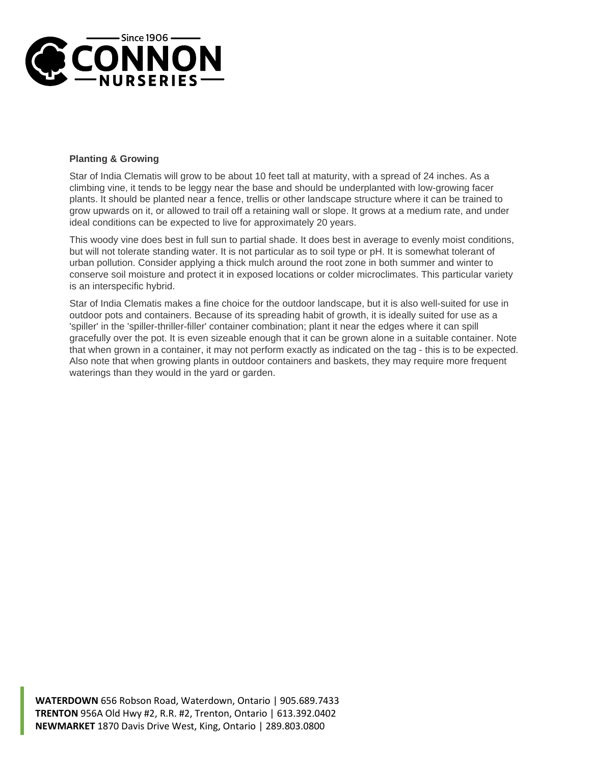## Planting & Growing

Star of India Clematis will grow to be about 10 feet tall at maturity, with a spread of 24 inches. As a climbing vine, it tends to be leggy near the base and should be underplanted with low-growing facer plants. It should be planted near a fence, trellis or other landscape structure where it can be trained to grow upwards on it, or allowed to trail off a retaining wall or slope. It grows at a medium rate, and under ideal conditions can be expected to live for approximately 20 years.

This woody vine does best in full sun to partial shade. It does best in average to evenly moist conditions, but will not tolerate standing water. It is not particular as to soil type or pH. It is somewhat tolerant of urban pollution. Consider applying a thick mulch around the root zone in both summer and winter to conserve soil moisture and protect it in exposed locations or colder microclimates. This particular variety is an interspecific hybrid.

Star of India Clematis makes a fine choice for the outdoor landscape, but it is also well-suited for use in outdoor pots and containers. Because of its spreading habit of growth, it is ideally suited for use as a 'spiller' in the 'spiller-thriller-filler' container combination; plant it near the edges where it can spill gracefully over the pot. It is even sizeable enough that it can be grown alone in a suitable container. Note that when grown in a container, it may not perform exactly as indicated on the tag - this is to be expected. Also note that when growing plants in outdoor containers and baskets, they may require more frequent waterings than they would in the yard or garden.